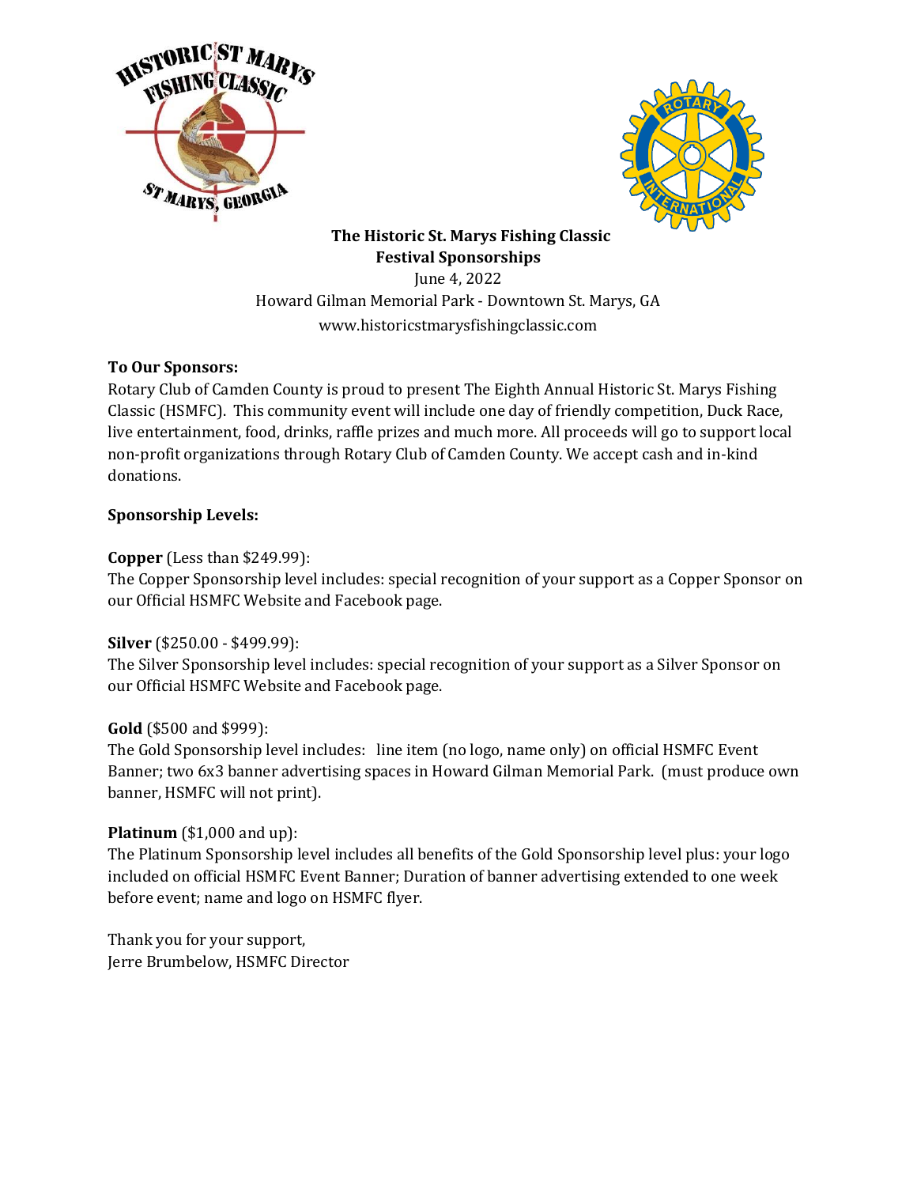# The Historic St. Marys Fishing Classic
## Festival Sponsorships

June 4, 2022
Howard Gilman Memorial Park - Downtown St. Marys, GA
www.historicstmarysfishingclassic.com

**To Our Sponsors:**
Rotary Club of Camden County is proud to present The Eighth Annual Historic St. Marys Fishing Classic (HSMFC). This community event will include one day of friendly competition, Duck Race, live entertainment, food, drinks, raffle prizes and much more. All proceeds will go to support local non-profit organizations through Rotary Club of Camden County. We accept cash and in-kind donations.

**Sponsorship Levels:**

**Copper** (Less than $249.99):
The Copper Sponsorship level includes: special recognition of your support as a Copper Sponsor on our Official HSMFC Website and Facebook page.

**Silver** ($250.00 - $499.99):
The Silver Sponsorship level includes: special recognition of your support as a Silver Sponsor on our Official HSMFC Website and Facebook page.

**Gold** ($500 and $999):
The Gold Sponsorship level includes: line item (no logo, name only) on official HSMFC Event Banner; two 6x3 banner advertising spaces in Howard Gilman Memorial Park. (must produce own banner, HSMFC will not print).

**Platinum** ($1,000 and up):
The Platinum Sponsorship level includes all benefits of the Gold Sponsorship level plus: your logo included on official HSMFC Event Banner; Duration of banner advertising extended to one week before event; name and logo on HSMFC flyer.

Thank you for your support,
Jerre Brumbelow, HSMFC Director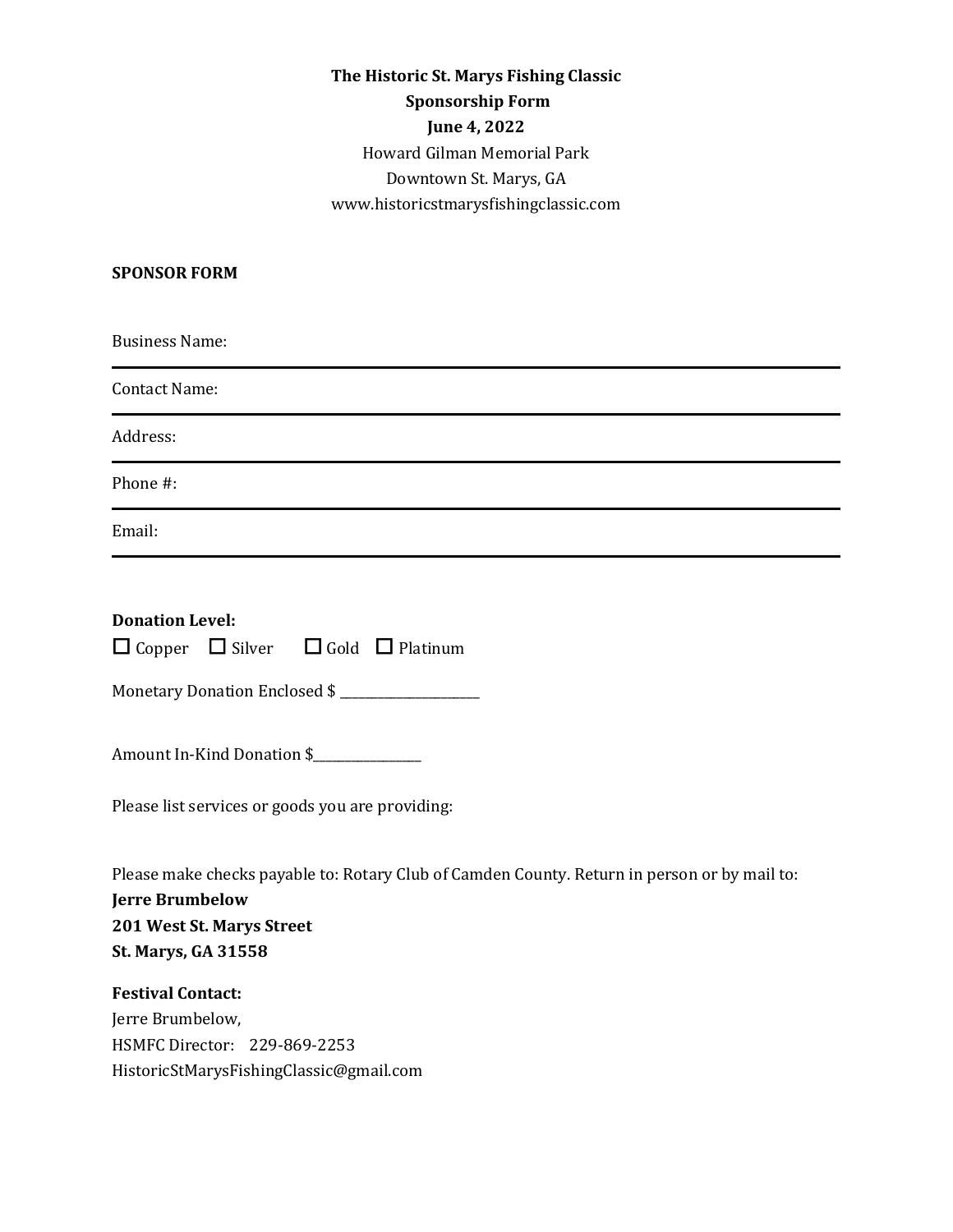**The Historic St. Marys Fishing Classic**

**Sponsorship Form**

**June 4, 2022**

Howard Gilman Memorial Park

Downtown St. Marys, GA

www.historicstmarysfishingclassic.com

**SPONSOR FORM**

Business Name:

Contact Name:

Address:

Phone #:

Email:

**Donation Level:**

☐ Copper ☐ Silver ☐ Gold ☐ Platinum

Monetary Donation Enclosed $ ____________________

Amount In-Kind Donation $_______________

Please list services or goods you are providing:

Please make checks payable to: Rotary Club of Camden County. Return in person or by mail to:

**Jerre Brumbelow**

**201 West St. Marys Street**

**St. Marys, GA 31558**

**Festival Contact:**

Jerre Brumbelow,

HSMFC Director: 229-869-2253

HistoricStMarysFishingClassic@gmail.com